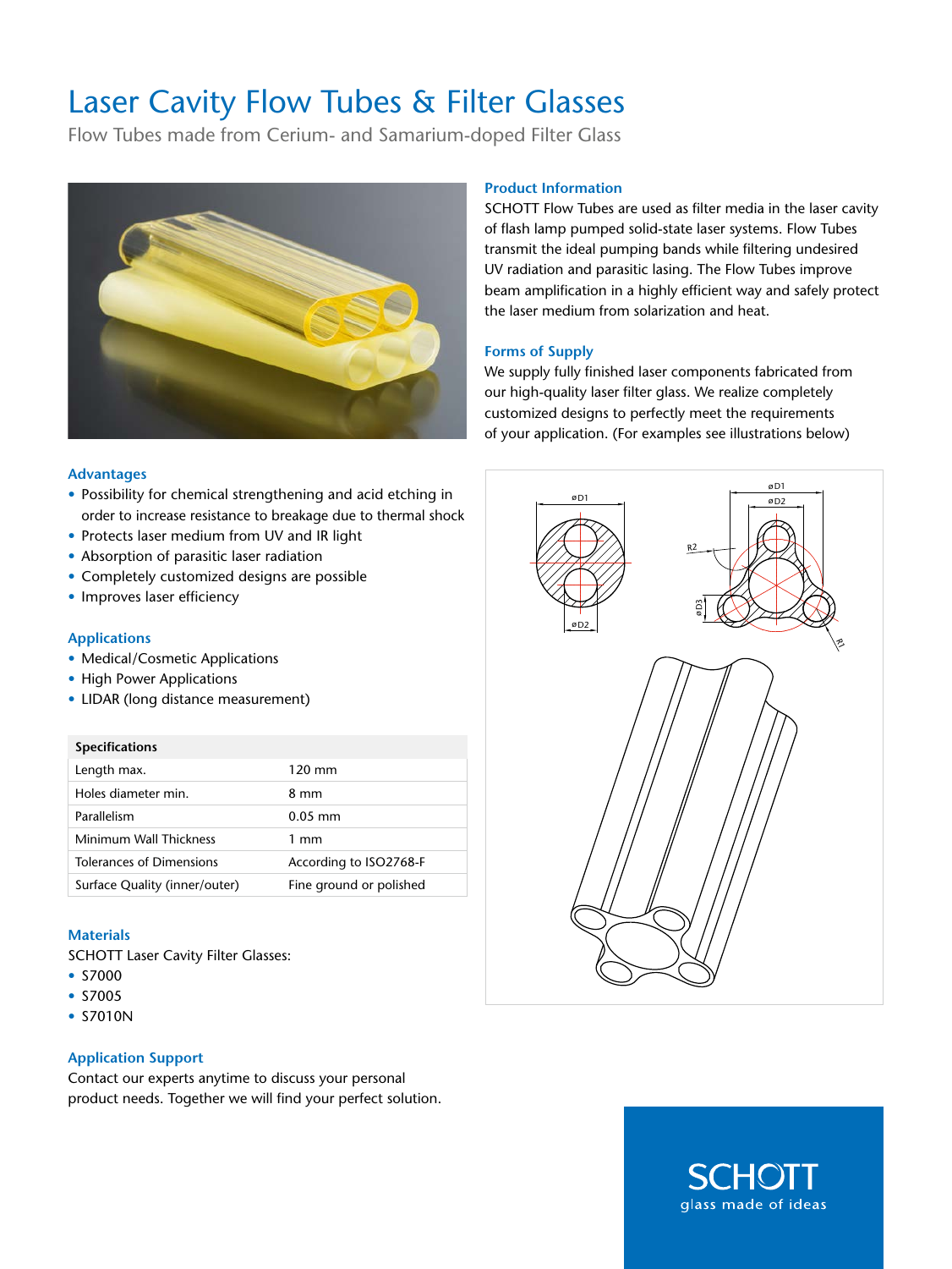# Laser Cavity Flow Tubes & Filter Glasses

Flow Tubes made from Cerium- and Samarium-doped Filter Glass

### Product Information

SCHOTT Flow Tubes are used as filter media in the laser cavity of flash lamp pumped solid-state laser systems. Flow Tubes transmit the ideal pumping bands while filtering undesired UV radiation and parasitic lasing. The Flow Tubes improve beam amplification in a highly efficient way and safely protect the laser medium from solarization and heat.

### Forms of Supply

We supply fully finished laser components fabricated from our high-quality laser filter glass. We realize completely customized designs to perfectly meet the requirements of your application. (For examples see illustrations below)

### Advantages

- Possibility for chemical strengthening and acid etching in order to increase resistance to breakage due to thermal shock
- Protects laser medium from UV and IR light
- Absorption of parasitic laser radiation
- Completely customized designs are possible
- Improves laser efficiency

### Applications

- Medical/Cosmetic Applications
- High Power Applications
- LIDAR (long distance measurement)

| Specifications | |
|---|---|
| Length max. | 120 mm |
| Holes diameter min. | 8 mm |
| Parallelism | 0.05 mm |
| Minimum Wall Thickness | 1 mm |
| Tolerances of Dimensions | According to ISO2768-F |
| Surface Quality (inner/outer) | Fine ground or polished |

### Materials

SCHOTT Laser Cavity Filter Glasses:

- S7000
- S7005
- S7010N

### Application Support

Contact our experts anytime to discuss your personal product needs. Together we will find your perfect solution.

SCHOTT
glass made of ideas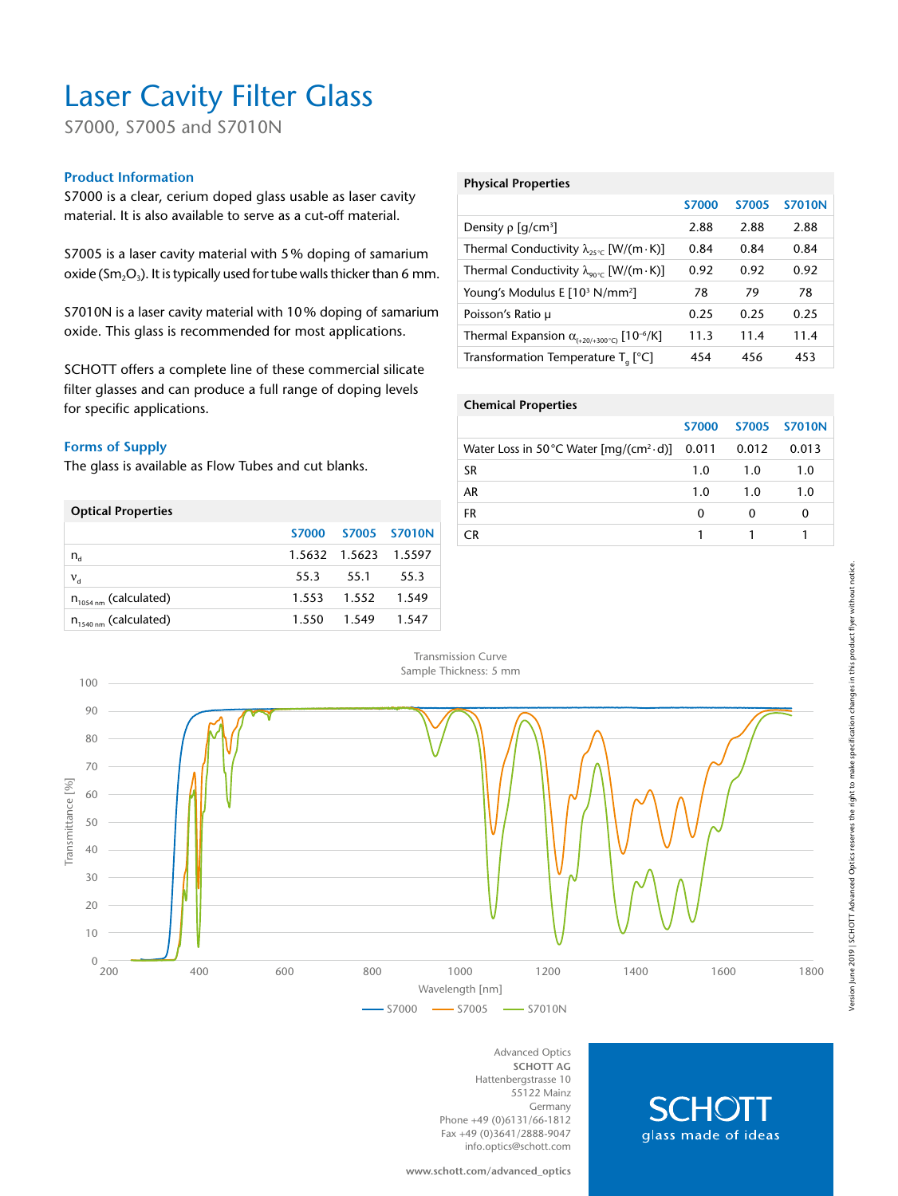# Laser Cavity Filter Glass

S7000, S7005 and S7010N

## Product Information

S7000 is a clear, cerium doped glass usable as laser cavity material. It is also available to serve as a cut-off material.

S7005 is a laser cavity material with 5 % doping of samarium oxide ($Sm_2O_3$). It is typically used for tube walls thicker than 6 mm.

S7010N is a laser cavity material with 10 % doping of samarium oxide. This glass is recommended for most applications.

SCHOTT offers a complete line of these commercial silicate filter glasses and can produce a full range of doping levels for specific applications.

## Forms of Supply

The glass is available as Flow Tubes and cut blanks.

### Optical Properties

| | S7000 | S7005 | S7010N |
|---|---|---|---|
| $n_d$ | 1.5632 | 1.5623 | 1.5597 |
| $\nu_d$ | 55.3 | 55.1 | 55.3 |
| $n_{1054\,nm}$ (calculated) | 1.553 | 1.552 | 1.549 |
| $n_{1540\,nm}$ (calculated) | 1.550 | 1.549 | 1.547 |

### Physical Properties

| | S7000 | S7005 | S7010N |
|---|---|---|---|
| Density ρ [g/cm³] | 2.88 | 2.88 | 2.88 |
| Thermal Conductivity $\lambda_{25°C}$ [W/(m·K)] | 0.84 | 0.84 | 0.84 |
| Thermal Conductivity $\lambda_{90°C}$ [W/(m·K)] | 0.92 | 0.92 | 0.92 |
| Young's Modulus E [10³ N/mm²] | 78 | 79 | 78 |
| Poisson's Ratio μ | 0.25 | 0.25 | 0.25 |
| Thermal Expansion $\alpha_{(+20/+300°C)}$ [$10^{-6}$/K] | 11.3 | 11.4 | 11.4 |
| Transformation Temperature $T_g$ [°C] | 454 | 456 | 453 |

### Chemical Properties

| | S7000 | S7005 | S7010N |
|---|---|---|---|
| Water Loss in 50 °C Water [mg/(cm²·d)] | 0.011 | 0.012 | 0.013 |
| SR | 1.0 | 1.0 | 1.0 |
| AR | 1.0 | 1.0 | 1.0 |
| FR | 0 | 0 | 0 |
| CR | 1 | 1 | 1 |

Transmission Curve
Sample Thickness: 5 mm

Transmittance [%]
100
90
80
70
60
50
40
30
20
10
0

200 400 600 800 1000 1200 1400 1600 1800
Wavelength [nm]

S7000 S7005 S7010N

Advanced Optics
**SCHOTT AG**
Hattenbergstrasse 10
55122 Mainz
Germany
Phone +49 (0)6131/66-1812
Fax +49 (0)3641/2888-9047
info.optics@schott.com

**www.schott.com/advanced_optics**

SCHOTT
glass made of ideas

Version June 2019 | SCHOTT Advanced Optics reserves the right to make specification changes in this product flyer without notice.